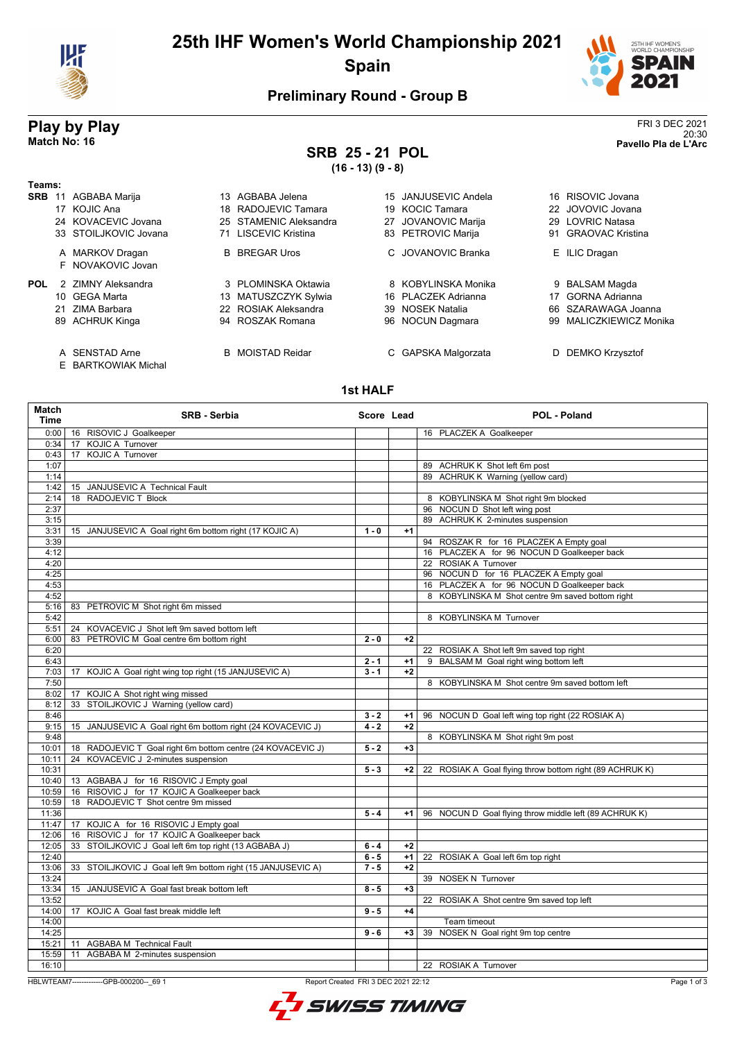# 25th IHF Women's World Championship 2021

## Spain

### Preliminary Round - Group B

## Play by Play

**Match No: 16**

FRI 3 DEC 2021
20:30
**Pavello Pla de L'Arc**

## SRB 25 - 21 POL

**(16 - 13) (9 - 8)**

**Teams:**

**SRB**
11 AGBABA Marija, 13 AGBABA Jelena, 15 JANJUSEVIC Andela, 16 RISOVIC Jovana, 17 KOJIC Ana, 18 RADOJEVIC Tamara, 19 KOCIC Tamara, 22 JOVOVIC Jovana, 24 KOVACEVIC Jovana, 25 STAMENIC Aleksandra, 27 JOVANOVIC Marija, 29 LOVRIC Natasa, 33 STOILJKOVIC Jovana, 71 LISCEVIC Kristina, 83 PETROVIC Marija, 91 GRAOVAC Kristina

A MARKOV Dragan, B BREGAR Uros, C JOVANOVIC Branka, E ILIC Dragan, F NOVAKOVIC Jovan

**POL**
2 ZIMNY Aleksandra, 3 PLOMINSKA Oktawia, 8 KOBYLINSKA Monika, 9 BALSAM Magda, 10 GEGA Marta, 13 MATUSZCZYK Sylwia, 16 PLACZEK Adrianna, 17 GORNA Adrianna, 21 ZIMA Barbara, 22 ROSIAK Aleksandra, 39 NOSEK Natalia, 66 SZARAWAGA Joanna, 89 ACHRUK Kinga, 94 ROSZAK Romana, 96 NOCUN Dagmara, 99 MALICZKIEWICZ Monika

A SENSTAD Arne, B MOISTAD Reidar, C GAPSKA Malgorzata, D DEMKO Krzysztof, E BARTKOWIAK Michal

### 1st HALF

| Match Time | SRB - Serbia | Score | Lead | POL - Poland |
|---|---|---|---|---|
| 0:00 | 16 RISOVIC J Goalkeeper | | | 16 PLACZEK A Goalkeeper |
| 0:34 | 17 KOJIC A Turnover | | | |
| 0:43 | 17 KOJIC A Turnover | | | |
| 1:07 | | | | 89 ACHRUK K Shot left 6m post |
| 1:14 | | | | 89 ACHRUK K Warning (yellow card) |
| 1:42 | 15 JANJUSEVIC A Technical Fault | | | |
| 2:14 | 18 RADOJEVIC T Block | | | 8 KOBYLINSKA M Shot right 9m blocked |
| 2:37 | | | | 96 NOCUN D Shot left wing post |
| 3:15 | | | | 89 ACHRUK K 2-minutes suspension |
| 3:31 | 15 JANJUSEVIC A Goal right 6m bottom right (17 KOJIC A) | 1 - 0 | +1 | |
| 3:39 | | | | 94 ROSZAK R for 16 PLACZEK A Empty goal |
| 4:12 | | | | 16 PLACZEK A for 96 NOCUN D Goalkeeper back |
| 4:20 | | | | 22 ROSIAK A Turnover |
| 4:25 | | | | 96 NOCUN D for 16 PLACZEK A Empty goal |
| 4:53 | | | | 16 PLACZEK A for 96 NOCUN D Goalkeeper back |
| 4:52 | | | | 8 KOBYLINSKA M Shot centre 9m saved bottom right |
| 5:16 | 83 PETROVIC M Shot right 6m missed | | | |
| 5:42 | | | | 8 KOBYLINSKA M Turnover |
| 5:51 | 24 KOVACEVIC J Shot left 9m saved bottom left | | | |
| 6:00 | 83 PETROVIC M Goal centre 6m bottom right | 2 - 0 | +2 | |
| 6:20 | | | | 22 ROSIAK A Shot left 9m saved top right |
| 6:43 | | 2 - 1 | +1 | 9 BALSAM M Goal right wing bottom left |
| 7:03 | 17 KOJIC A Goal right wing top right (15 JANJUSEVIC A) | 3 - 1 | +2 | |
| 7:50 | | | | 8 KOBYLINSKA M Shot centre 9m saved bottom left |
| 8:02 | 17 KOJIC A Shot right wing missed | | | |
| 8:12 | 33 STOILJKOVIC J Warning (yellow card) | | | |
| 8:46 | | 3 - 2 | +1 | 96 NOCUN D Goal left wing top right (22 ROSIAK A) |
| 9:15 | 15 JANJUSEVIC A Goal right 6m bottom right (24 KOVACEVIC J) | 4 - 2 | +2 | |
| 9:48 | | | | 8 KOBYLINSKA M Shot right 9m post |
| 10:01 | 18 RADOJEVIC T Goal right 6m bottom centre (24 KOVACEVIC J) | 5 - 2 | +3 | |
| 10:11 | 24 KOVACEVIC J 2-minutes suspension | | | |
| 10:31 | | 5 - 3 | +2 | 22 ROSIAK A Goal flying throw bottom right (89 ACHRUK K) |
| 10:40 | 13 AGBABA J for 16 RISOVIC J Empty goal | | | |
| 10:59 | 16 RISOVIC J for 17 KOJIC A Goalkeeper back | | | |
| 10:59 | 18 RADOJEVIC T Shot centre 9m missed | | | |
| 11:36 | | 5 - 4 | +1 | 96 NOCUN D Goal flying throw middle left (89 ACHRUK K) |
| 11:47 | 17 KOJIC A for 16 RISOVIC J Empty goal | | | |
| 12:06 | 16 RISOVIC J for 17 KOJIC A Goalkeeper back | | | |
| 12:05 | 33 STOILJKOVIC J Goal left 6m top right (13 AGBABA J) | 6 - 4 | +2 | |
| 12:40 | | 6 - 5 | +1 | 22 ROSIAK A Goal left 6m top right |
| 13:06 | 33 STOILJKOVIC J Goal left 9m bottom right (15 JANJUSEVIC A) | 7 - 5 | +2 | |
| 13:24 | | | | 39 NOSEK N Turnover |
| 13:34 | 15 JANJUSEVIC A Goal fast break bottom left | 8 - 5 | +3 | |
| 13:52 | | | | 22 ROSIAK A Shot centre 9m saved top left |
| 14:00 | 17 KOJIC A Goal fast break middle left | 9 - 5 | +4 | |
| 14:00 | | | | Team timeout |
| 14:25 | | 9 - 6 | +3 | 39 NOSEK N Goal right 9m top centre |
| 15:21 | 11 AGBABA M Technical Fault | | | |
| 15:59 | 11 AGBABA M 2-minutes suspension | | | |
| 16:10 | | | | 22 ROSIAK A Turnover |

HBLWTEAM7-------------GPB-000200--_69 1 Report Created FRI 3 DEC 2021 22:12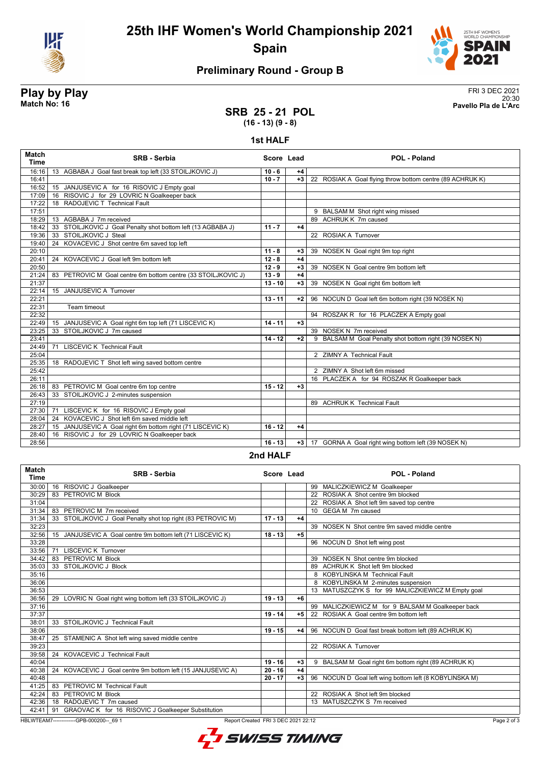# 25th IHF Women's World Championship 2021

## Spain

### Preliminary Round - Group B

**Play by Play**
**Match No: 16**

FRI 3 DEC 2021
20:30
**Pavello Pla de L'Arc**

## SRB 25 - 21 POL
**(16 - 13) (9 - 8)**

### 1st HALF

| Match Time | SRB - Serbia | Score | Lead | POL - Poland |
|---|---|---|---|---|
| 16:16 | 13 AGBABA J Goal fast break top left (33 STOILJKOVIC J) | 10 - 6 | +4 | |
| 16:41 | | 10 - 7 | +3 | 22 ROSIAK A Goal flying throw bottom centre (89 ACHRUK K) |
| 16:52 | 15 JANJUSEVIC A for 16 RISOVIC J Empty goal | | | |
| 17:09 | 16 RISOVIC J for 29 LOVRIC N Goalkeeper back | | | |
| 17:22 | 18 RADOJEVIC T Technical Fault | | | |
| 17:51 | | | | 9 BALSAM M Shot right wing missed |
| 18:29 | 13 AGBABA J 7m received | | | 89 ACHRUK K 7m caused |
| 18:42 | 33 STOILJKOVIC J Goal Penalty shot bottom left (13 AGBABA J) | 11 - 7 | +4 | |
| 19:36 | 33 STOILJKOVIC J Steal | | | 22 ROSIAK A Turnover |
| 19:40 | 24 KOVACEVIC J Shot centre 6m saved top left | | | |
| 20:10 | | 11 - 8 | +3 | 39 NOSEK N Goal right 9m top right |
| 20:41 | 24 KOVACEVIC J Goal left 9m bottom left | 12 - 8 | +4 | |
| 20:50 | | 12 - 9 | +3 | 39 NOSEK N Goal centre 9m bottom left |
| 21:24 | 83 PETROVIC M Goal centre 6m bottom centre (33 STOILJKOVIC J) | 13 - 9 | +4 | |
| 21:37 | | 13 - 10 | +3 | 39 NOSEK N Goal right 6m bottom left |
| 22:14 | 15 JANJUSEVIC A Turnover | | | |
| 22:21 | | 13 - 11 | +2 | 96 NOCUN D Goal left 6m bottom right (39 NOSEK N) |
| 22:31 | Team timeout | | | |
| 22:32 | | | | 94 ROSZAK R for 16 PLACZEK A Empty goal |
| 22:49 | 15 JANJUSEVIC A Goal right 6m top left (71 LISCEVIC K) | 14 - 11 | +3 | |
| 23:25 | 33 STOILJKOVIC J 7m caused | | | 39 NOSEK N 7m received |
| 23:41 | | 14 - 12 | +2 | 9 BALSAM M Goal Penalty shot bottom right (39 NOSEK N) |
| 24:49 | 71 LISCEVIC K Technical Fault | | | |
| 25:04 | | | | 2 ZIMNY A Technical Fault |
| 25:35 | 18 RADOJEVIC T Shot left wing saved bottom centre | | | |
| 25:42 | | | | 2 ZIMNY A Shot left 6m missed |
| 26:11 | | | | 16 PLACZEK A for 94 ROSZAK R Goalkeeper back |
| 26:18 | 83 PETROVIC M Goal centre 6m top centre | 15 - 12 | +3 | |
| 26:43 | 33 STOILJKOVIC J 2-minutes suspension | | | |
| 27:19 | | | | 89 ACHRUK K Technical Fault |
| 27:30 | 71 LISCEVIC K for 16 RISOVIC J Empty goal | | | |
| 28:04 | 24 KOVACEVIC J Shot left 6m saved middle left | | | |
| 28:27 | 15 JANJUSEVIC A Goal right 6m bottom right (71 LISCEVIC K) | 16 - 12 | +4 | |
| 28:40 | 16 RISOVIC J for 29 LOVRIC N Goalkeeper back | | | |
| 28:56 | | 16 - 13 | +3 | 17 GORNA A Goal right wing bottom left (39 NOSEK N) |

### 2nd HALF

| Match Time | SRB - Serbia | Score | Lead | POL - Poland |
|---|---|---|---|---|
| 30:00 | 16 RISOVIC J Goalkeeper | | | 99 MALICZKIEWICZ M Goalkeeper |
| 30:29 | 83 PETROVIC M Block | | | 22 ROSIAK A Shot centre 9m blocked |
| 31:04 | | | | 22 ROSIAK A Shot left 9m saved top centre |
| 31:34 | 83 PETROVIC M 7m received | | | 10 GEGA M 7m caused |
| 31:34 | 33 STOILJKOVIC J Goal Penalty shot top right (83 PETROVIC M) | 17 - 13 | +4 | |
| 32:23 | | | | 39 NOSEK N Shot centre 9m saved middle centre |
| 32:56 | 15 JANJUSEVIC A Goal centre 9m bottom left (71 LISCEVIC K) | 18 - 13 | +5 | |
| 33:28 | | | | 96 NOCUN D Shot left wing post |
| 33:56 | 71 LISCEVIC K Turnover | | | |
| 34:42 | 83 PETROVIC M Block | | | 39 NOSEK N Shot centre 9m blocked |
| 35:03 | 33 STOILJKOVIC J Block | | | 89 ACHRUK K Shot left 9m blocked |
| 35:16 | | | | 8 KOBYLINSKA M Technical Fault |
| 36:06 | | | | 8 KOBYLINSKA M 2-minutes suspension |
| 36:53 | | | | 13 MATUSZCZYK S for 99 MALICZKIEWICZ M Empty goal |
| 36:56 | 29 LOVRIC N Goal right wing bottom left (33 STOILJKOVIC J) | 19 - 13 | +6 | |
| 37:16 | | | | 99 MALICZKIEWICZ M for 9 BALSAM M Goalkeeper back |
| 37:37 | | 19 - 14 | +5 | 22 ROSIAK A Goal centre 9m bottom left |
| 38:01 | 33 STOILJKOVIC J Technical Fault | | | |
| 38:06 | | 19 - 15 | +4 | 96 NOCUN D Goal fast break bottom left (89 ACHRUK K) |
| 38:47 | 25 STAMENIC A Shot left wing saved middle centre | | | |
| 39:23 | | | | 22 ROSIAK A Turnover |
| 39:58 | 24 KOVACEVIC J Technical Fault | | | |
| 40:04 | | 19 - 16 | +3 | 9 BALSAM M Goal right 6m bottom right (89 ACHRUK K) |
| 40:38 | 24 KOVACEVIC J Goal centre 9m bottom left (15 JANJUSEVIC A) | 20 - 16 | +4 | |
| 40:48 | | 20 - 17 | +3 | 96 NOCUN D Goal left wing bottom left (8 KOBYLINSKA M) |
| 41:25 | 83 PETROVIC M Technical Fault | | | |
| 42:24 | 83 PETROVIC M Block | | | 22 ROSIAK A Shot left 9m blocked |
| 42:36 | 18 RADOJEVIC T 7m caused | | | 13 MATUSZCZYK S 7m received |
| 42:41 | 91 GRAOVAC K for 16 RISOVIC J Goalkeeper Substitution | | | |

HBLWTEAM7-------------GPB-000200--_69 1 Report Created FRI 3 DEC 2021 22:12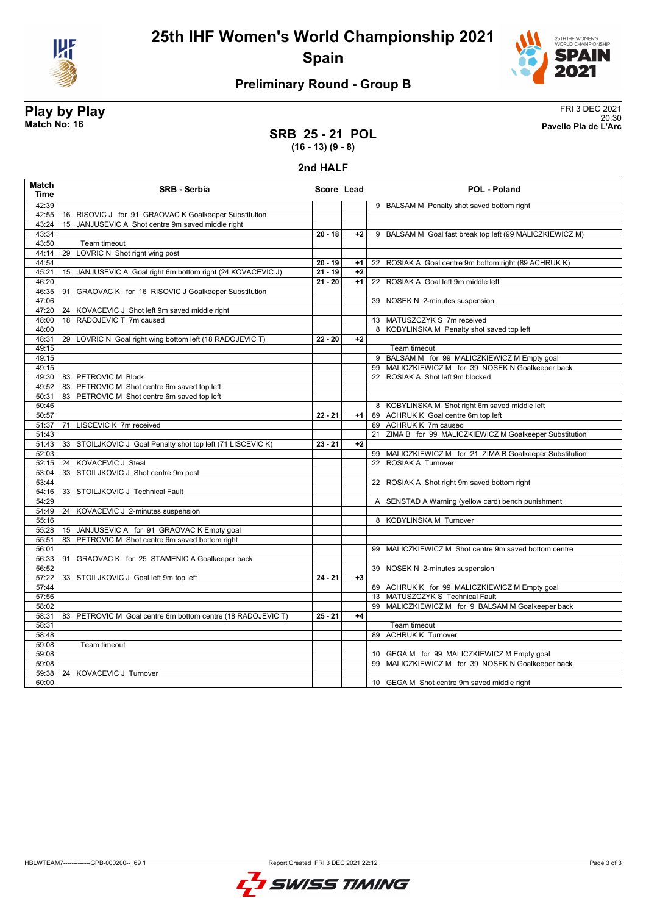# 25th IHF Women's World Championship 2021

## Spain

### Preliminary Round - Group B

**Play by Play**
**Match No: 16**

FRI 3 DEC 2021
20:30
**Pavello Pla de L'Arc**

## SRB 25 - 21 POL
**(16 - 13) (9 - 8)**

### 2nd HALF

| Match Time | SRB - Serbia | Score | Lead | POL - Poland |
|---|---|---|---|---|
| 42:39 | | | | 9 BALSAM M Penalty shot saved bottom right |
| 42:55 | 16 RISOVIC J for 91 GRAOVAC K Goalkeeper Substitution | | | |
| 43:24 | 15 JANJUSEVIC A Shot centre 9m saved middle right | | | |
| 43:34 | | 20 - 18 | +2 | 9 BALSAM M Goal fast break top left (99 MALICZKIEWICZ M) |
| 43:50 | Team timeout | | | |
| 44:14 | 29 LOVRIC N Shot right wing post | | | |
| 44:54 | | 20 - 19 | +1 | 22 ROSIAK A Goal centre 9m bottom right (89 ACHRUK K) |
| 45:21 | 15 JANJUSEVIC A Goal right 6m bottom right (24 KOVACEVIC J) | 21 - 19 | +2 | |
| 46:20 | | 21 - 20 | +1 | 22 ROSIAK A Goal left 9m middle left |
| 46:35 | 91 GRAOVAC K for 16 RISOVIC J Goalkeeper Substitution | | | |
| 47:06 | | | | 39 NOSEK N 2-minutes suspension |
| 47:20 | 24 KOVACEVIC J Shot left 9m saved middle right | | | |
| 48:00 | 18 RADOJEVIC T 7m caused | | | 13 MATUSZCZYK S 7m received |
| 48:00 | | | | 8 KOBYLINSKA M Penalty shot saved top left |
| 48:31 | 29 LOVRIC N Goal right wing bottom left (18 RADOJEVIC T) | 22 - 20 | +2 | |
| 49:15 | | | | Team timeout |
| 49:15 | | | | 9 BALSAM M for 99 MALICZKIEWICZ M Empty goal |
| 49:15 | | | | 99 MALICZKIEWICZ M for 39 NOSEK N Goalkeeper back |
| 49:30 | 83 PETROVIC M Block | | | 22 ROSIAK A Shot left 9m blocked |
| 49:52 | 83 PETROVIC M Shot centre 6m saved top left | | | |
| 50:31 | 83 PETROVIC M Shot centre 6m saved top left | | | |
| 50:46 | | | | 8 KOBYLINSKA M Shot right 6m saved middle left |
| 50:57 | | 22 - 21 | +1 | 89 ACHRUK K Goal centre 6m top left |
| 51:37 | 71 LISCEVIC K 7m received | | | 89 ACHRUK K 7m caused |
| 51:43 | | | | 21 ZIMA B for 99 MALICZKIEWICZ M Goalkeeper Substitution |
| 51:43 | 33 STOILJKOVIC J Goal Penalty shot top left (71 LISCEVIC K) | 23 - 21 | +2 | |
| 52:03 | | | | 99 MALICZKIEWICZ M for 21 ZIMA B Goalkeeper Substitution |
| 52:15 | 24 KOVACEVIC J Steal | | | 22 ROSIAK A Turnover |
| 53:04 | 33 STOILJKOVIC J Shot centre 9m post | | | |
| 53:44 | | | | 22 ROSIAK A Shot right 9m saved bottom right |
| 54:16 | 33 STOILJKOVIC J Technical Fault | | | |
| 54:29 | | | | A SENSTAD A Warning (yellow card) bench punishment |
| 54:49 | 24 KOVACEVIC J 2-minutes suspension | | | |
| 55:16 | | | | 8 KOBYLINSKA M Turnover |
| 55:28 | 15 JANJUSEVIC A for 91 GRAOVAC K Empty goal | | | |
| 55:51 | 83 PETROVIC M Shot centre 6m saved bottom right | | | |
| 56:01 | | | | 99 MALICZKIEWICZ M Shot centre 9m saved bottom centre |
| 56:33 | 91 GRAOVAC K for 25 STAMENIC A Goalkeeper back | | | |
| 56:52 | | | | 39 NOSEK N 2-minutes suspension |
| 57:22 | 33 STOILJKOVIC J Goal left 9m top left | 24 - 21 | +3 | |
| 57:44 | | | | 89 ACHRUK K for 99 MALICZKIEWICZ M Empty goal |
| 57:56 | | | | 13 MATUSZCZYK S Technical Fault |
| 58:02 | | | | 99 MALICZKIEWICZ M for 9 BALSAM M Goalkeeper back |
| 58:31 | 83 PETROVIC M Goal centre 6m bottom centre (18 RADOJEVIC T) | 25 - 21 | +4 | |
| 58:31 | | | | Team timeout |
| 58:48 | | | | 89 ACHRUK K Turnover |
| 59:08 | Team timeout | | | |
| 59:08 | | | | 10 GEGA M for 99 MALICZKIEWICZ M Empty goal |
| 59:08 | | | | 99 MALICZKIEWICZ M for 39 NOSEK N Goalkeeper back |
| 59:38 | 24 KOVACEVIC J Turnover | | | |
| 60:00 | | | | 10 GEGA M Shot centre 9m saved middle right |

HBLWTEAM7-------------GPB-000200--_69 1 Report Created FRI 3 DEC 2021 22:12